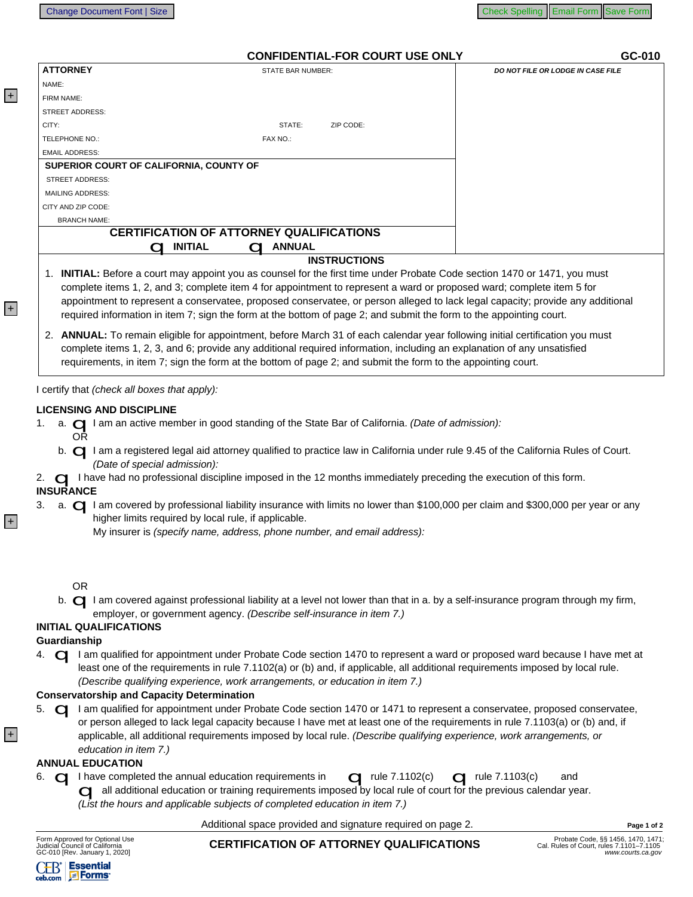**CONFIDENTIAL-FOR COURT USE ONLY** **GC-010**

| ATTORNEY | STATE BAR NUMBER: | *DO NOT FILE OR LODGE IN CASE FILE* |
|---|---|---|
| NAME: | | |
| FIRM NAME: | | |
| STREET ADDRESS: | | |
| CITY: | STATE: ZIP CODE: | |
| TELEPHONE NO.: | FAX NO.: | |
| EMAIL ADDRESS: | | |
| **SUPERIOR COURT OF CALIFORNIA, COUNTY OF** | | |
| STREET ADDRESS: | | |
| MAILING ADDRESS: | | |
| CITY AND ZIP CODE: | | |
| BRANCH NAME: | | |
| **CERTIFICATION OF ATTORNEY QUALIFICATIONS** ☐ **INITIAL** ☐ **ANNUAL** | | |

**INSTRUCTIONS**

1. **INITIAL:** Before a court may appoint you as counsel for the first time under Probate Code section 1470 or 1471, you must complete items 1, 2, and 3; complete item 4 for appointment to represent a ward or proposed ward; complete item 5 for appointment to represent a conservatee, proposed conservatee, or person alleged to lack legal capacity; provide any additional required information in item 7; sign the form at the bottom of page 2; and submit the form to the appointing court.
2. **ANNUAL:** To remain eligible for appointment, before March 31 of each calendar year following initial certification you must complete items 1, 2, 3, and 6; provide any additional required information, including an explanation of any unsatisfied requirements, in item 7; sign the form at the bottom of page 2; and submit the form to the appointing court.

I certify that *(check all boxes that apply):*

**LICENSING AND DISCIPLINE**

1. a. ☐ I am an active member in good standing of the State Bar of California. *(Date of admission):*
   OR
   b. ☐ I am a registered legal aid attorney qualified to practice law in California under rule 9.45 of the California Rules of Court. *(Date of special admission):*
2. ☐ I have had no professional discipline imposed in the 12 months immediately preceding the execution of this form.

**INSURANCE**

3. a. ☐ I am covered by professional liability insurance with limits no lower than $100,000 per claim and $300,000 per year or any higher limits required by local rule, if applicable.
   My insurer is *(specify name, address, phone number, and email address):*

   OR
   b. ☐ I am covered against professional liability at a level not lower than that in a. by a self-insurance program through my firm, employer, or government agency. *(Describe self-insurance in item 7.)*

**INITIAL QUALIFICATIONS**

**Guardianship**

4. ☐ I am qualified for appointment under Probate Code section 1470 to represent a ward or proposed ward because I have met at least one of the requirements in rule 7.1102(a) or (b) and, if applicable, all additional requirements imposed by local rule. *(Describe qualifying experience, work arrangements, or education in item 7.)*

**Conservatorship and Capacity Determination**

5. ☐ I am qualified for appointment under Probate Code section 1470 or 1471 to represent a conservatee, proposed conservatee, or person alleged to lack legal capacity because I have met at least one of the requirements in rule 7.1103(a) or (b) and, if applicable, all additional requirements imposed by local rule. *(Describe qualifying experience, work arrangements, or education in item 7.)*

**ANNUAL EDUCATION**

6. ☐ I have completed the annual education requirements in ☐ rule 7.1102(c) ☐ rule 7.1103(c) and
   ☐ all additional education or training requirements imposed by local rule of court for the previous calendar year. *(List the hours and applicable subjects of completed education in item 7.)*

Additional space provided and signature required on page 2.

Form Approved for Optional Use
Judicial Council of California
GC-010 [Rev. January 1, 2020]

**CERTIFICATION OF ATTORNEY QUALIFICATIONS**

Probate Code, §§ 1456, 1470, 1471;
Cal. Rules of Court, rules 7.1101–7.1105
*www.courts.ca.gov*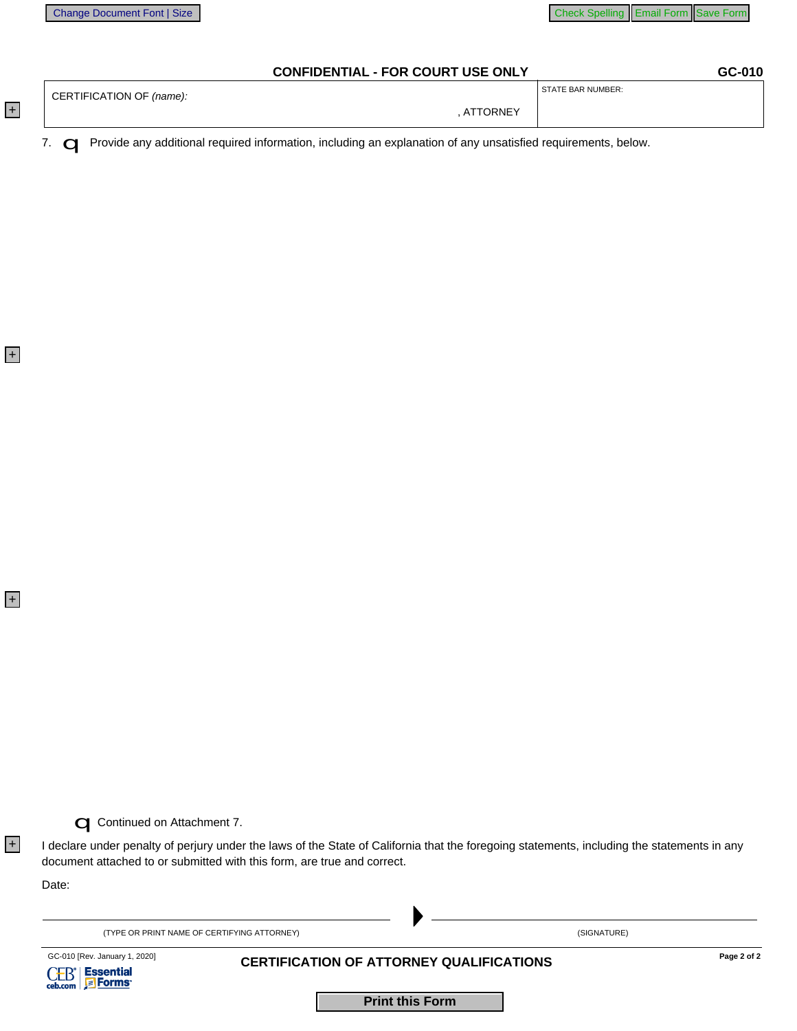**CONFIDENTIAL - FOR COURT USE ONLY** **GC-010**

| CERTIFICATION OF *(name):* , ATTORNEY | STATE BAR NUMBER: |
| --- | --- |

7. ☐ Provide any additional required information, including an explanation of any unsatisfied requirements, below.

☐ Continued on Attachment 7.

I declare under penalty of perjury under the laws of the State of California that the foregoing statements, including the statements in any document attached to or submitted with this form, are true and correct.

Date:

\_\_\_\_\_\_\_\_\_\_\_\_\_\_\_\_\_\_\_\_\_\_\_\_\_\_\_\_\_\_ ▶ \_\_\_\_\_\_\_\_\_\_\_\_\_\_\_\_\_\_\_\_\_\_\_\_\_\_\_\_\_\_

(TYPE OR PRINT NAME OF CERTIFYING ATTORNEY) (SIGNATURE)

GC-010 [Rev. January 1, 2020]

**CERTIFICATION OF ATTORNEY QUALIFICATIONS**